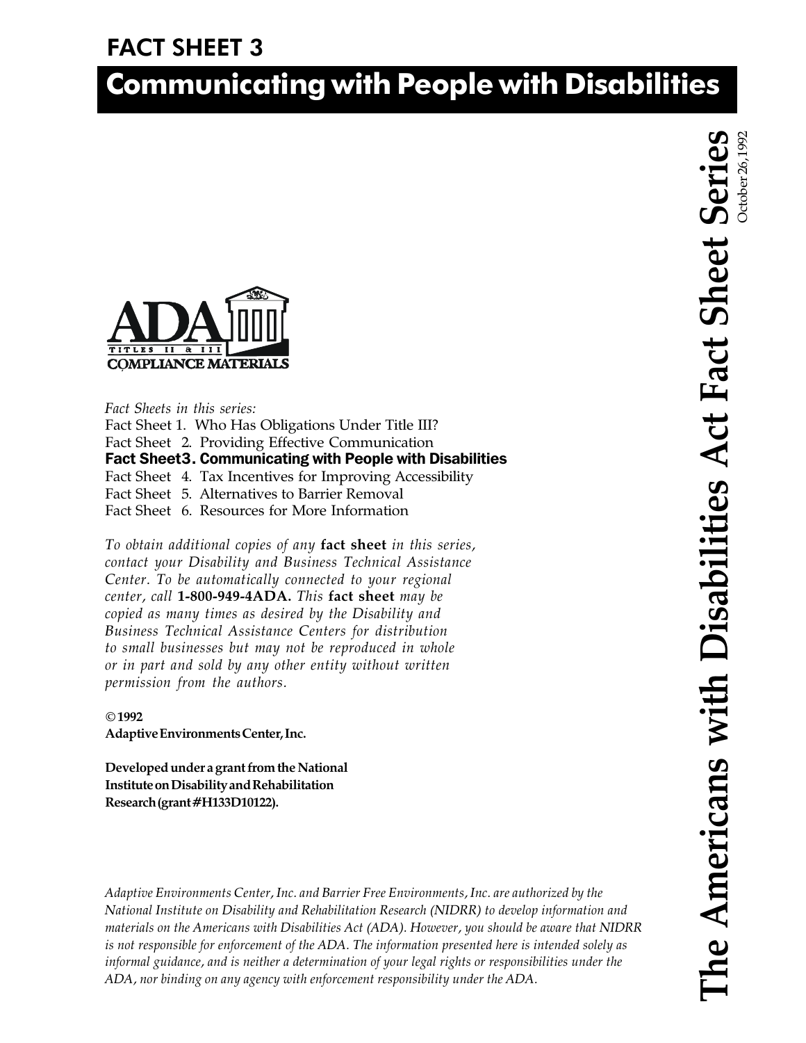# FACT SHEET 3

# Communicating with People with Disabilities

**The Americans with Disabilities Act Fact Sheet Series**

October 26, 1992

ADA TITLES II & III COMPLIANCE MATERIALS

*Fact Sheets in this series:*

Fact Sheet 1. Who Has Obligations Under Title III?
Fact Sheet 2. Providing Effective Communication
**Fact Sheet 3. Communicating with People with Disabilities**
Fact Sheet 4. Tax Incentives for Improving Accessibility
Fact Sheet 5. Alternatives to Barrier Removal
Fact Sheet 6. Resources for More Information

*To obtain additional copies of any* **fact sheet** *in this series, contact your Disability and Business Technical Assistance Center. To be automatically connected to your regional center, call* **1-800-949-4ADA.** *This* **fact sheet** *may be copied as many times as desired by the Disability and Business Technical Assistance Centers for distribution to small businesses but may not be reproduced in whole or in part and sold by any other entity without written permission from the authors.*

**© 1992**
**Adaptive Environments Center, Inc.**

**Developed under a grant from the National Institute on Disability and Rehabilitation Research (grant #H133D10122).**

*Adaptive Environments Center, Inc. and Barrier Free Environments, Inc. are authorized by the National Institute on Disability and Rehabilitation Research (NIDRR) to develop information and materials on the Americans with Disabilities Act (ADA). However, you should be aware that NIDRR is not responsible for enforcement of the ADA. The information presented here is intended solely as informal guidance, and is neither a determination of your legal rights or responsibilities under the ADA, nor binding on any agency with enforcement responsibility under the ADA.*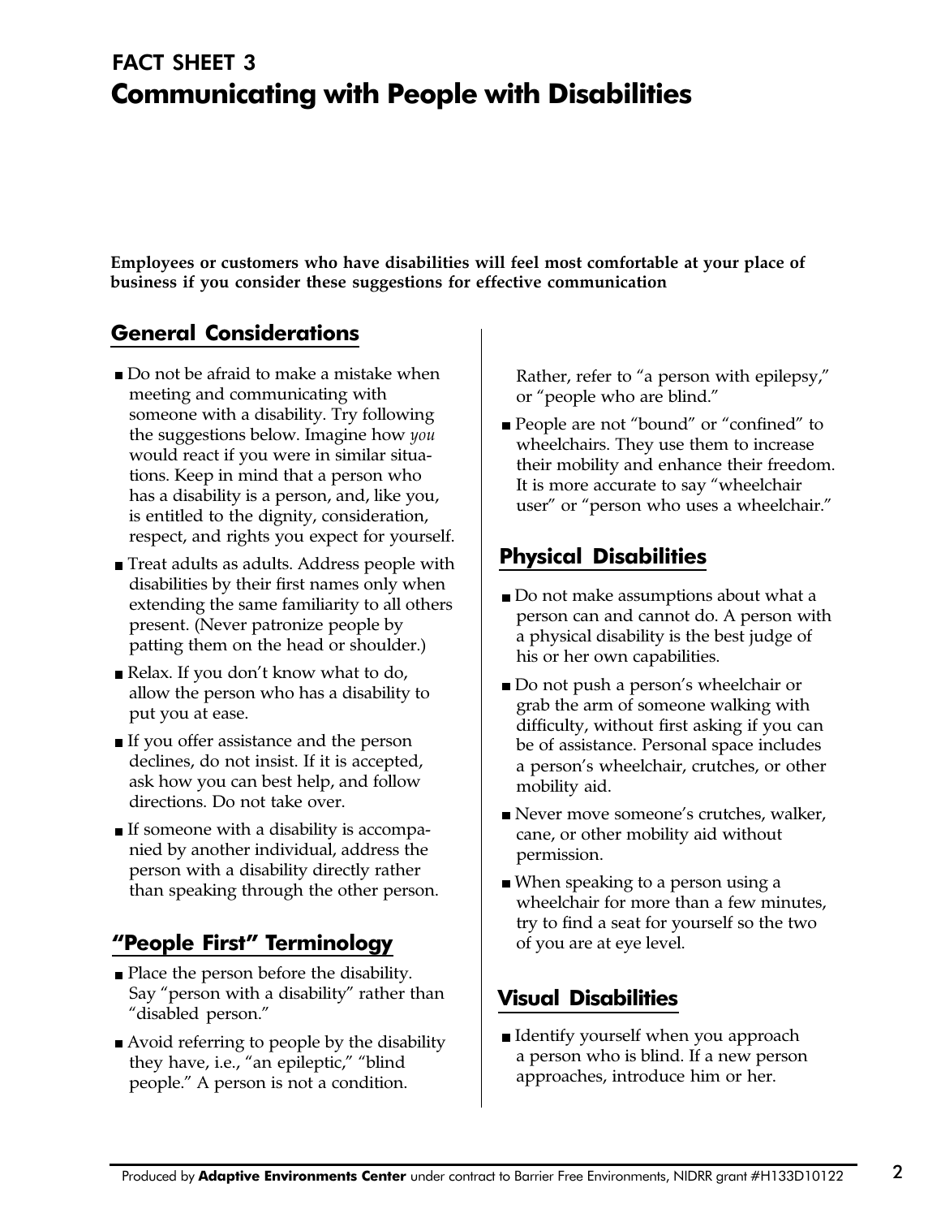## FACT SHEET 3

# Communicating with People with Disabilities

**Employees or customers who have disabilities will feel most comfortable at your place of business if you consider these suggestions for effective communication**

## General Considerations

- Do not be afraid to make a mistake when meeting and communicating with someone with a disability. Try following the suggestions below. Imagine how *you* would react if you were in similar situations. Keep in mind that a person who has a disability is a person, and, like you, is entitled to the dignity, consideration, respect, and rights you expect for yourself.
- Treat adults as adults. Address people with disabilities by their first names only when extending the same familiarity to all others present. (Never patronize people by patting them on the head or shoulder.)
- Relax. If you don't know what to do, allow the person who has a disability to put you at ease.
- If you offer assistance and the person declines, do not insist. If it is accepted, ask how you can best help, and follow directions. Do not take over.
- If someone with a disability is accompanied by another individual, address the person with a disability directly rather than speaking through the other person.

## "People First" Terminology

- Place the person before the disability. Say "person with a disability" rather than "disabled person."
- Avoid referring to people by the disability they have, i.e., "an epileptic," "blind people." A person is not a condition. Rather, refer to "a person with epilepsy," or "people who are blind."
- People are not "bound" or "confined" to wheelchairs. They use them to increase their mobility and enhance their freedom. It is more accurate to say "wheelchair user" or "person who uses a wheelchair."

## Physical Disabilities

- Do not make assumptions about what a person can and cannot do. A person with a physical disability is the best judge of his or her own capabilities.
- Do not push a person's wheelchair or grab the arm of someone walking with difficulty, without first asking if you can be of assistance. Personal space includes a person's wheelchair, crutches, or other mobility aid.
- Never move someone's crutches, walker, cane, or other mobility aid without permission.
- When speaking to a person using a wheelchair for more than a few minutes, try to find a seat for yourself so the two of you are at eye level.

## Visual Disabilities

- Identify yourself when you approach a person who is blind. If a new person approaches, introduce him or her.

Produced by **Adaptive Environments Center** under contract to Barrier Free Environments, NIDRR grant #H133D10122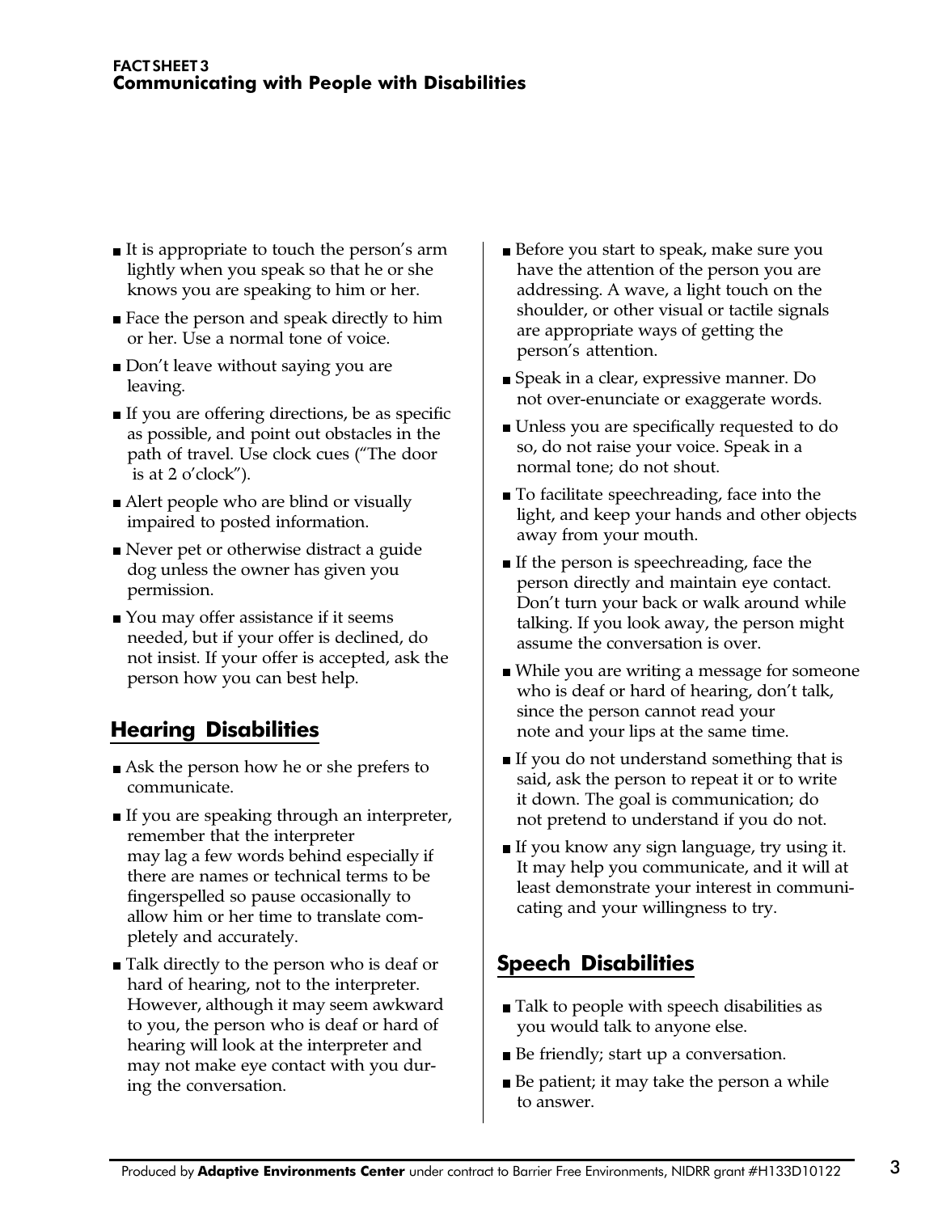- It is appropriate to touch the person's arm lightly when you speak so that he or she knows you are speaking to him or her.
- Face the person and speak directly to him or her. Use a normal tone of voice.
- Don't leave without saying you are leaving.
- If you are offering directions, be as specific as possible, and point out obstacles in the path of travel. Use clock cues ("The door is at 2 o'clock").
- Alert people who are blind or visually impaired to posted information.
- Never pet or otherwise distract a guide dog unless the owner has given you permission.
- You may offer assistance if it seems needed, but if your offer is declined, do not insist. If your offer is accepted, ask the person how you can best help.

## Hearing Disabilities

- Ask the person how he or she prefers to communicate.
- If you are speaking through an interpreter, remember that the interpreter may lag a few words behind especially if there are names or technical terms to be fingerspelled so pause occasionally to allow him or her time to translate completely and accurately.
- Talk directly to the person who is deaf or hard of hearing, not to the interpreter. However, although it may seem awkward to you, the person who is deaf or hard of hearing will look at the interpreter and may not make eye contact with you during the conversation.
- Before you start to speak, make sure you have the attention of the person you are addressing. A wave, a light touch on the shoulder, or other visual or tactile signals are appropriate ways of getting the person's attention.
- Speak in a clear, expressive manner. Do not over-enunciate or exaggerate words.
- Unless you are specifically requested to do so, do not raise your voice. Speak in a normal tone; do not shout.
- To facilitate speechreading, face into the light, and keep your hands and other objects away from your mouth.
- If the person is speechreading, face the person directly and maintain eye contact. Don't turn your back or walk around while talking. If you look away, the person might assume the conversation is over.
- While you are writing a message for someone who is deaf or hard of hearing, don't talk, since the person cannot read your note and your lips at the same time.
- If you do not understand something that is said, ask the person to repeat it or to write it down. The goal is communication; do not pretend to understand if you do not.
- If you know any sign language, try using it. It may help you communicate, and it will at least demonstrate your interest in communicating and your willingness to try.

## Speech Disabilities

- Talk to people with speech disabilities as you would talk to anyone else.
- Be friendly; start up a conversation.
- Be patient; it may take the person a while to answer.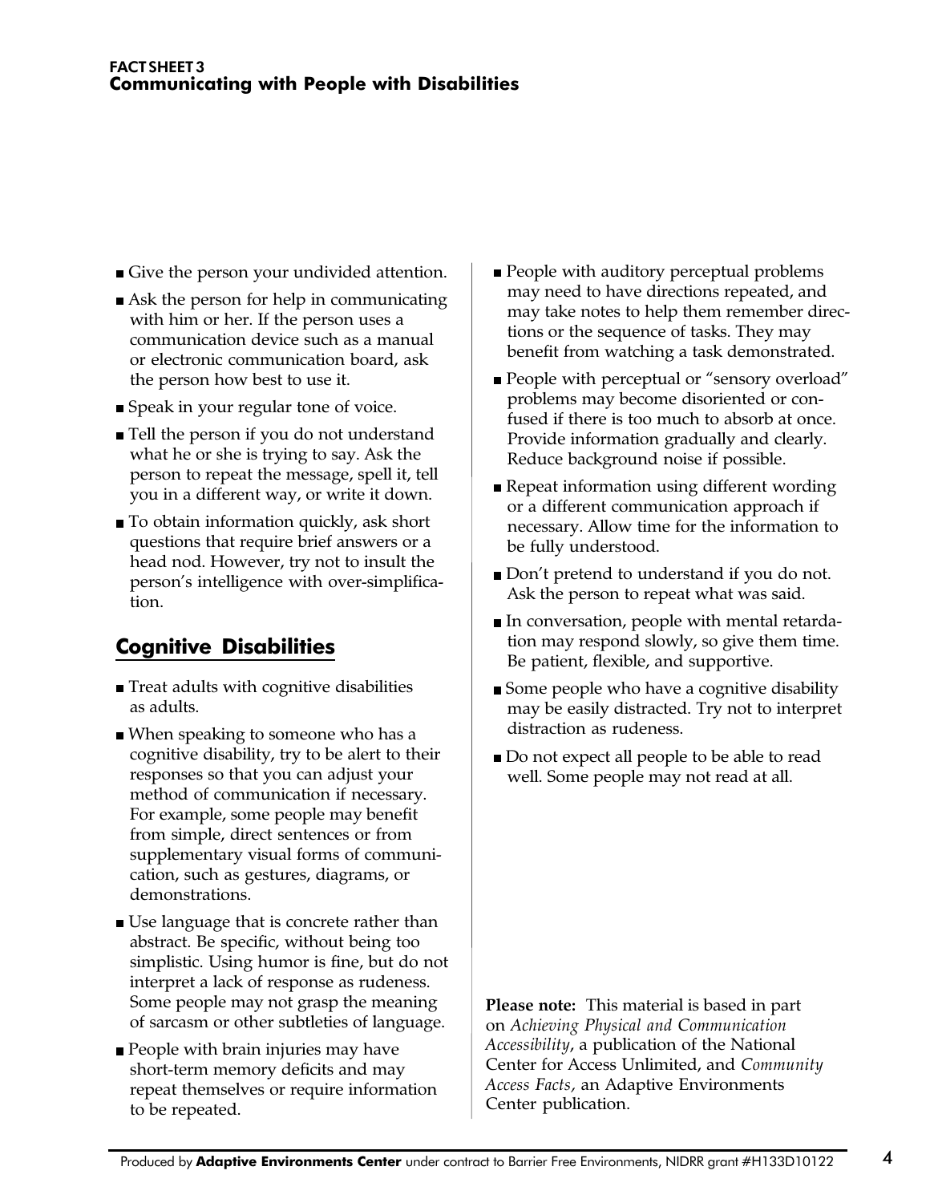- Give the person your undivided attention.
- Ask the person for help in communicating with him or her. If the person uses a communication device such as a manual or electronic communication board, ask the person how best to use it.
- Speak in your regular tone of voice.
- Tell the person if you do not understand what he or she is trying to say. Ask the person to repeat the message, spell it, tell you in a different way, or write it down.
- To obtain information quickly, ask short questions that require brief answers or a head nod. However, try not to insult the person's intelligence with over-simplification.

## Cognitive Disabilities

- Treat adults with cognitive disabilities as adults.
- When speaking to someone who has a cognitive disability, try to be alert to their responses so that you can adjust your method of communication if necessary. For example, some people may benefit from simple, direct sentences or from supplementary visual forms of communication, such as gestures, diagrams, or demonstrations.
- Use language that is concrete rather than abstract. Be specific, without being too simplistic. Using humor is fine, but do not interpret a lack of response as rudeness. Some people may not grasp the meaning of sarcasm or other subtleties of language.
- People with brain injuries may have short-term memory deficits and may repeat themselves or require information to be repeated.
- People with auditory perceptual problems may need to have directions repeated, and may take notes to help them remember directions or the sequence of tasks. They may benefit from watching a task demonstrated.
- People with perceptual or "sensory overload" problems may become disoriented or confused if there is too much to absorb at once. Provide information gradually and clearly. Reduce background noise if possible.
- Repeat information using different wording or a different communication approach if necessary. Allow time for the information to be fully understood.
- Don't pretend to understand if you do not. Ask the person to repeat what was said.
- In conversation, people with mental retardation may respond slowly, so give them time. Be patient, flexible, and supportive.
- Some people who have a cognitive disability may be easily distracted. Try not to interpret distraction as rudeness.
- Do not expect all people to be able to read well. Some people may not read at all.

**Please note:** This material is based in part on *Achieving Physical and Communication Accessibility*, a publication of the National Center for Access Unlimited, and *Community Access Facts*, an Adaptive Environments Center publication.

Produced by **Adaptive Environments Center** under contract to Barrier Free Environments, NIDRR grant #H133D10122